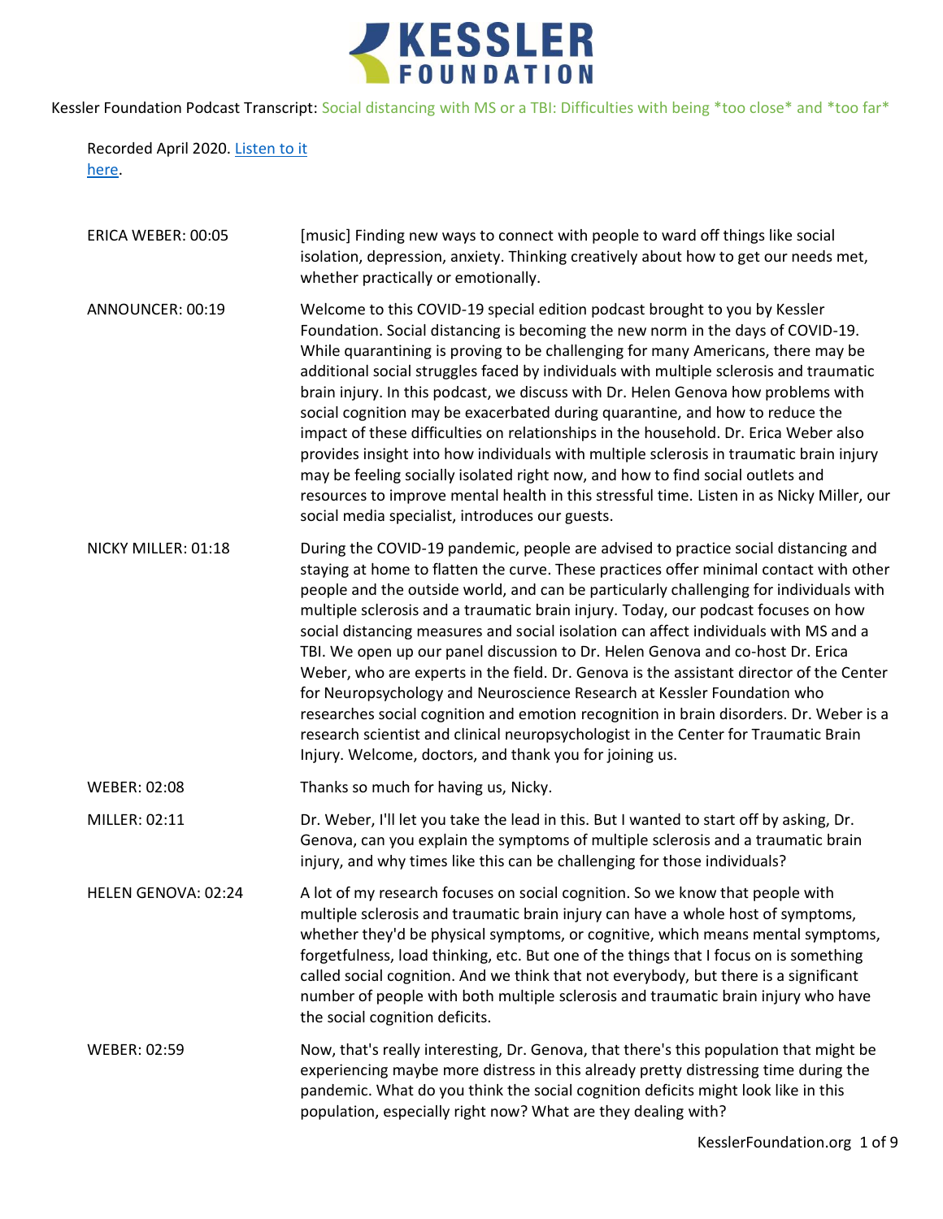Kessler Foundation Podcast Transcript: Social distancing with MS or a TBI: Difficulties with being *too close* and *too far*

Recorded April 2020. [Listen to it here](#).

| | |
|---|---|
| ERICA WEBER: 00:05 | [music] Finding new ways to connect with people to ward off things like social isolation, depression, anxiety. Thinking creatively about how to get our needs met, whether practically or emotionally. |
| ANNOUNCER: 00:19 | Welcome to this COVID-19 special edition podcast brought to you by Kessler Foundation. Social distancing is becoming the new norm in the days of COVID-19. While quarantining is proving to be challenging for many Americans, there may be additional social struggles faced by individuals with multiple sclerosis and traumatic brain injury. In this podcast, we discuss with Dr. Helen Genova how problems with social cognition may be exacerbated during quarantine, and how to reduce the impact of these difficulties on relationships in the household. Dr. Erica Weber also provides insight into how individuals with multiple sclerosis in traumatic brain injury may be feeling socially isolated right now, and how to find social outlets and resources to improve mental health in this stressful time. Listen in as Nicky Miller, our social media specialist, introduces our guests. |
| NICKY MILLER: 01:18 | During the COVID-19 pandemic, people are advised to practice social distancing and staying at home to flatten the curve. These practices offer minimal contact with other people and the outside world, and can be particularly challenging for individuals with multiple sclerosis and a traumatic brain injury. Today, our podcast focuses on how social distancing measures and social isolation can affect individuals with MS and a TBI. We open up our panel discussion to Dr. Helen Genova and co-host Dr. Erica Weber, who are experts in the field. Dr. Genova is the assistant director of the Center for Neuropsychology and Neuroscience Research at Kessler Foundation who researches social cognition and emotion recognition in brain disorders. Dr. Weber is a research scientist and clinical neuropsychologist in the Center for Traumatic Brain Injury. Welcome, doctors, and thank you for joining us. |
| WEBER: 02:08 | Thanks so much for having us, Nicky. |
| MILLER: 02:11 | Dr. Weber, I'll let you take the lead in this. But I wanted to start off by asking, Dr. Genova, can you explain the symptoms of multiple sclerosis and a traumatic brain injury, and why times like this can be challenging for those individuals? |
| HELEN GENOVA: 02:24 | A lot of my research focuses on social cognition. So we know that people with multiple sclerosis and traumatic brain injury can have a whole host of symptoms, whether they'd be physical symptoms, or cognitive, which means mental symptoms, forgetfulness, load thinking, etc. But one of the things that I focus on is something called social cognition. And we think that not everybody, but there is a significant number of people with both multiple sclerosis and traumatic brain injury who have the social cognition deficits. |
| WEBER: 02:59 | Now, that's really interesting, Dr. Genova, that there's this population that might be experiencing maybe more distress in this already pretty distressing time during the pandemic. What do you think the social cognition deficits might look like in this population, especially right now? What are they dealing with? |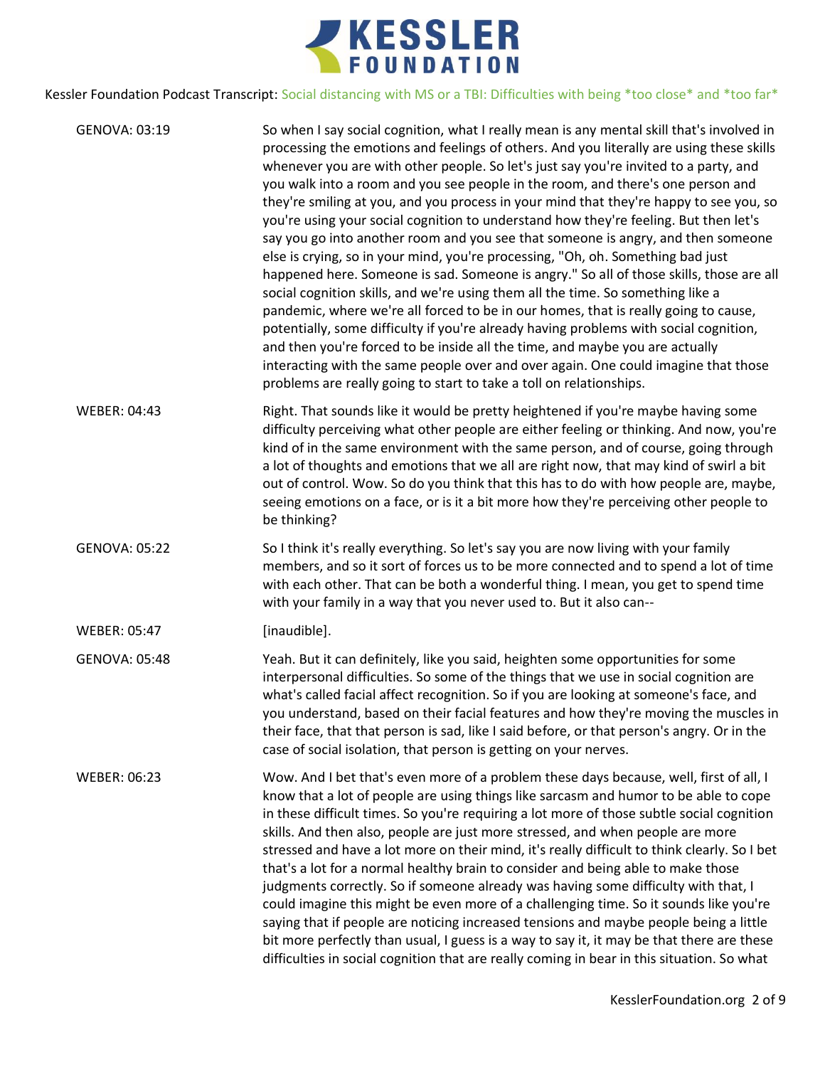GENOVA: 03:19

So when I say social cognition, what I really mean is any mental skill that's involved in processing the emotions and feelings of others. And you literally are using these skills whenever you are with other people. So let's just say you're invited to a party, and you walk into a room and you see people in the room, and there's one person and they're smiling at you, and you process in your mind that they're happy to see you, so you're using your social cognition to understand how they're feeling. But then let's say you go into another room and you see that someone is angry, and then someone else is crying, so in your mind, you're processing, "Oh, oh. Something bad just happened here. Someone is sad. Someone is angry." So all of those skills, those are all social cognition skills, and we're using them all the time. So something like a pandemic, where we're all forced to be in our homes, that is really going to cause, potentially, some difficulty if you're already having problems with social cognition, and then you're forced to be inside all the time, and maybe you are actually interacting with the same people over and over again. One could imagine that those problems are really going to start to take a toll on relationships.

WEBER: 04:43

Right. That sounds like it would be pretty heightened if you're maybe having some difficulty perceiving what other people are either feeling or thinking. And now, you're kind of in the same environment with the same person, and of course, going through a lot of thoughts and emotions that we all are right now, that may kind of swirl a bit out of control. Wow. So do you think that this has to do with how people are, maybe, seeing emotions on a face, or is it a bit more how they're perceiving other people to be thinking?

GENOVA: 05:22

So I think it's really everything. So let's say you are now living with your family members, and so it sort of forces us to be more connected and to spend a lot of time with each other. That can be both a wonderful thing. I mean, you get to spend time with your family in a way that you never used to. But it also can--

WEBER: 05:47

[inaudible].

GENOVA: 05:48

Yeah. But it can definitely, like you said, heighten some opportunities for some interpersonal difficulties. So some of the things that we use in social cognition are what's called facial affect recognition. So if you are looking at someone's face, and you understand, based on their facial features and how they're moving the muscles in their face, that that person is sad, like I said before, or that person's angry. Or in the case of social isolation, that person is getting on your nerves.

WEBER: 06:23

Wow. And I bet that's even more of a problem these days because, well, first of all, I know that a lot of people are using things like sarcasm and humor to be able to cope in these difficult times. So you're requiring a lot more of those subtle social cognition skills. And then also, people are just more stressed, and when people are more stressed and have a lot more on their mind, it's really difficult to think clearly. So I bet that's a lot for a normal healthy brain to consider and being able to make those judgments correctly. So if someone already was having some difficulty with that, I could imagine this might be even more of a challenging time. So it sounds like you're saying that if people are noticing increased tensions and maybe people being a little bit more perfectly than usual, I guess is a way to say it, it may be that there are these difficulties in social cognition that are really coming in bear in this situation. So what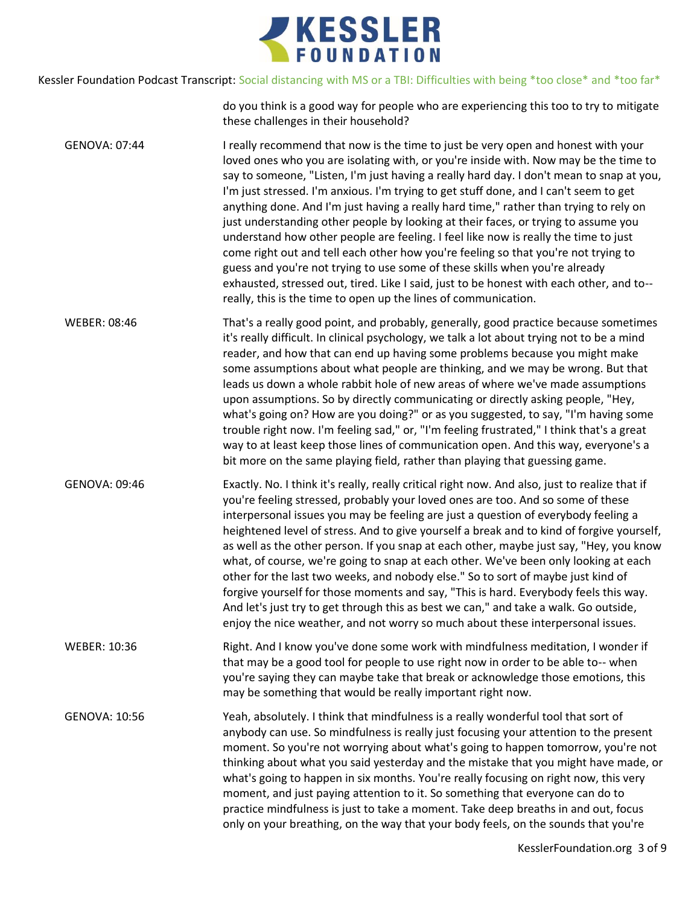do you think is a good way for people who are experiencing this too to try to mitigate these challenges in their household?

GENOVA: 07:44 I really recommend that now is the time to just be very open and honest with your loved ones who you are isolating with, or you're inside with. Now may be the time to say to someone, "Listen, I'm just having a really hard day. I don't mean to snap at you, I'm just stressed. I'm anxious. I'm trying to get stuff done, and I can't seem to get anything done. And I'm just having a really hard time," rather than trying to rely on just understanding other people by looking at their faces, or trying to assume you understand how other people are feeling. I feel like now is really the time to just come right out and tell each other how you're feeling so that you're not trying to guess and you're not trying to use some of these skills when you're already exhausted, stressed out, tired. Like I said, just to be honest with each other, and to-- really, this is the time to open up the lines of communication.

WEBER: 08:46 That's a really good point, and probably, generally, good practice because sometimes it's really difficult. In clinical psychology, we talk a lot about trying not to be a mind reader, and how that can end up having some problems because you might make some assumptions about what people are thinking, and we may be wrong. But that leads us down a whole rabbit hole of new areas of where we've made assumptions upon assumptions. So by directly communicating or directly asking people, "Hey, what's going on? How are you doing?" or as you suggested, to say, "I'm having some trouble right now. I'm feeling sad," or, "I'm feeling frustrated," I think that's a great way to at least keep those lines of communication open. And this way, everyone's a bit more on the same playing field, rather than playing that guessing game.

GENOVA: 09:46 Exactly. No. I think it's really, really critical right now. And also, just to realize that if you're feeling stressed, probably your loved ones are too. And so some of these interpersonal issues you may be feeling are just a question of everybody feeling a heightened level of stress. And to give yourself a break and to kind of forgive yourself, as well as the other person. If you snap at each other, maybe just say, "Hey, you know what, of course, we're going to snap at each other. We've been only looking at each other for the last two weeks, and nobody else." So to sort of maybe just kind of forgive yourself for those moments and say, "This is hard. Everybody feels this way. And let's just try to get through this as best we can," and take a walk. Go outside, enjoy the nice weather, and not worry so much about these interpersonal issues.

WEBER: 10:36 Right. And I know you've done some work with mindfulness meditation, I wonder if that may be a good tool for people to use right now in order to be able to-- when you're saying they can maybe take that break or acknowledge those emotions, this may be something that would be really important right now.

GENOVA: 10:56 Yeah, absolutely. I think that mindfulness is a really wonderful tool that sort of anybody can use. So mindfulness is really just focusing your attention to the present moment. So you're not worrying about what's going to happen tomorrow, you're not thinking about what you said yesterday and the mistake that you might have made, or what's going to happen in six months. You're really focusing on right now, this very moment, and just paying attention to it. So something that everyone can do to practice mindfulness is just to take a moment. Take deep breaths in and out, focus only on your breathing, on the way that your body feels, on the sounds that you're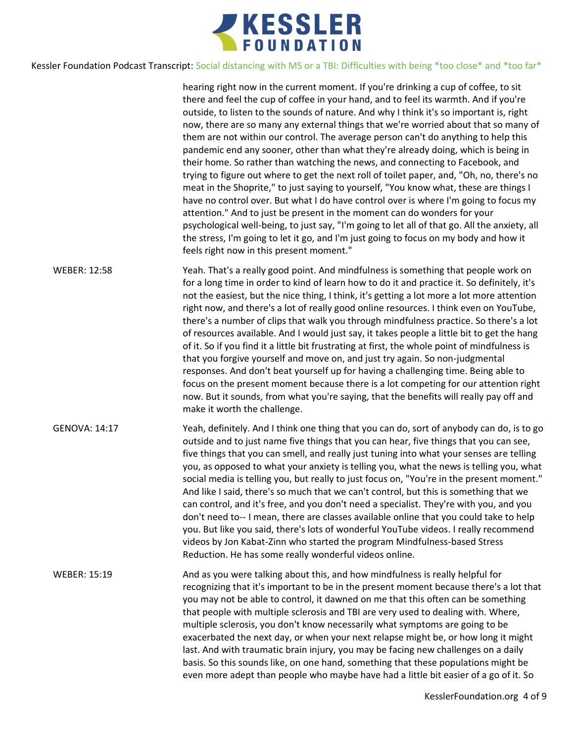hearing right now in the current moment. If you're drinking a cup of coffee, to sit there and feel the cup of coffee in your hand, and to feel its warmth. And if you're outside, to listen to the sounds of nature. And why I think it's so important is, right now, there are so many any external things that we're worried about that so many of them are not within our control. The average person can't do anything to help this pandemic end any sooner, other than what they're already doing, which is being in their home. So rather than watching the news, and connecting to Facebook, and trying to figure out where to get the next roll of toilet paper, and, "Oh, no, there's no meat in the Shoprite," to just saying to yourself, "You know what, these are things I have no control over. But what I do have control over is where I'm going to focus my attention." And to just be present in the moment can do wonders for your psychological well-being, to just say, "I'm going to let all of that go. All the anxiety, all the stress, I'm going to let it go, and I'm just going to focus on my body and how it feels right now in this present moment."

WEBER: 12:58

Yeah. That's a really good point. And mindfulness is something that people work on for a long time in order to kind of learn how to do it and practice it. So definitely, it's not the easiest, but the nice thing, I think, it's getting a lot more a lot more attention right now, and there's a lot of really good online resources. I think even on YouTube, there's a number of clips that walk you through mindfulness practice. So there's a lot of resources available. And I would just say, it takes people a little bit to get the hang of it. So if you find it a little bit frustrating at first, the whole point of mindfulness is that you forgive yourself and move on, and just try again. So non-judgmental responses. And don't beat yourself up for having a challenging time. Being able to focus on the present moment because there is a lot competing for our attention right now. But it sounds, from what you're saying, that the benefits will really pay off and make it worth the challenge.

GENOVA: 14:17

Yeah, definitely. And I think one thing that you can do, sort of anybody can do, is to go outside and to just name five things that you can hear, five things that you can see, five things that you can smell, and really just tuning into what your senses are telling you, as opposed to what your anxiety is telling you, what the news is telling you, what social media is telling you, but really to just focus on, "You're in the present moment." And like I said, there's so much that we can't control, but this is something that we can control, and it's free, and you don't need a specialist. They're with you, and you don't need to-- I mean, there are classes available online that you could take to help you. But like you said, there's lots of wonderful YouTube videos. I really recommend videos by Jon Kabat-Zinn who started the program Mindfulness-based Stress Reduction. He has some really wonderful videos online.

WEBER: 15:19

And as you were talking about this, and how mindfulness is really helpful for recognizing that it's important to be in the present moment because there's a lot that you may not be able to control, it dawned on me that this often can be something that people with multiple sclerosis and TBI are very used to dealing with. Where, multiple sclerosis, you don't know necessarily what symptoms are going to be exacerbated the next day, or when your next relapse might be, or how long it might last. And with traumatic brain injury, you may be facing new challenges on a daily basis. So this sounds like, on one hand, something that these populations might be even more adept than people who maybe have had a little bit easier of a go of it. So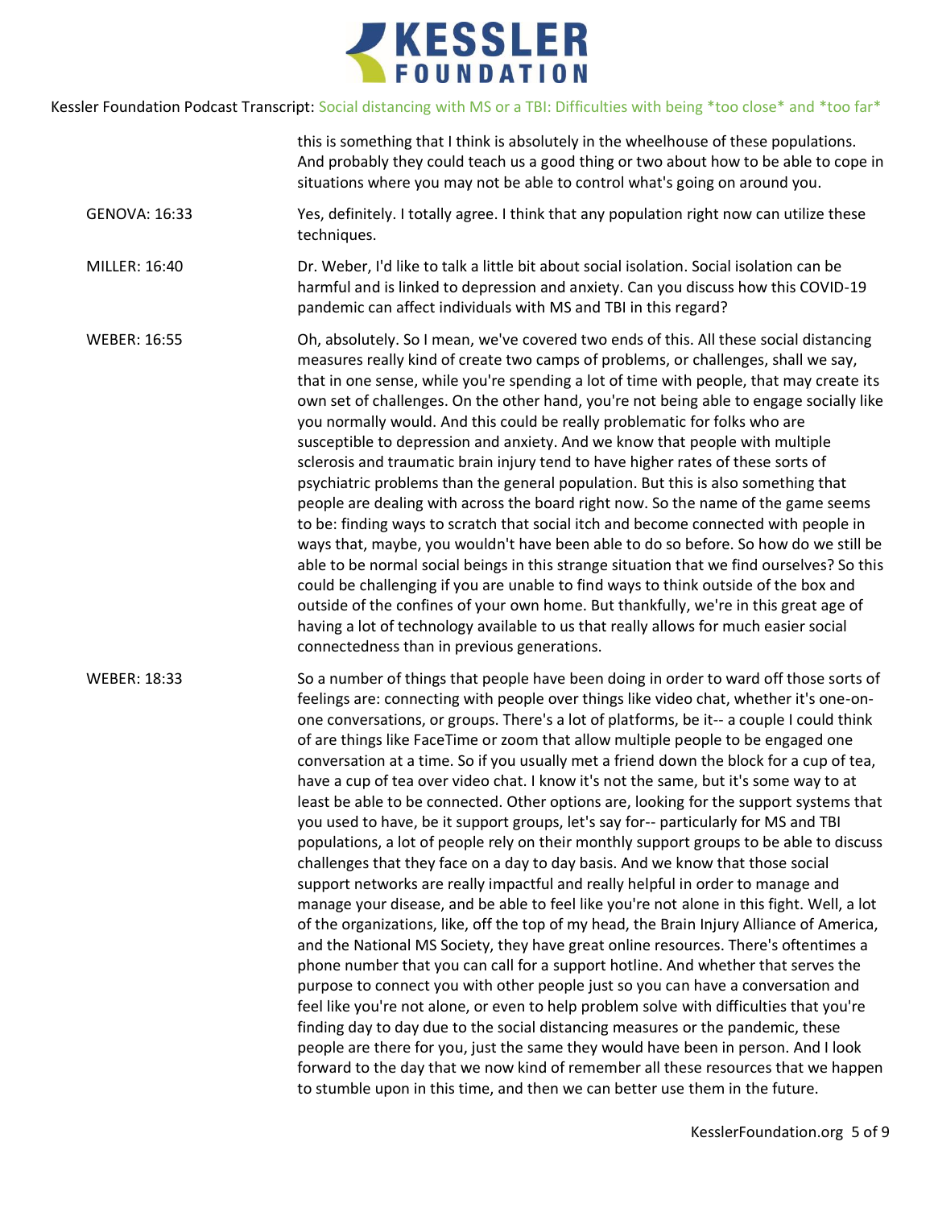this is something that I think is absolutely in the wheelhouse of these populations. And probably they could teach us a good thing or two about how to be able to cope in situations where you may not be able to control what's going on around you.

GENOVA: 16:33 — Yes, definitely. I totally agree. I think that any population right now can utilize these techniques.

MILLER: 16:40 — Dr. Weber, I'd like to talk a little bit about social isolation. Social isolation can be harmful and is linked to depression and anxiety. Can you discuss how this COVID-19 pandemic can affect individuals with MS and TBI in this regard?

WEBER: 16:55 — Oh, absolutely. So I mean, we've covered two ends of this. All these social distancing measures really kind of create two camps of problems, or challenges, shall we say, that in one sense, while you're spending a lot of time with people, that may create its own set of challenges. On the other hand, you're not being able to engage socially like you normally would. And this could be really problematic for folks who are susceptible to depression and anxiety. And we know that people with multiple sclerosis and traumatic brain injury tend to have higher rates of these sorts of psychiatric problems than the general population. But this is also something that people are dealing with across the board right now. So the name of the game seems to be: finding ways to scratch that social itch and become connected with people in ways that, maybe, you wouldn't have been able to do so before. So how do we still be able to be normal social beings in this strange situation that we find ourselves? So this could be challenging if you are unable to find ways to think outside of the box and outside of the confines of your own home. But thankfully, we're in this great age of having a lot of technology available to us that really allows for much easier social connectedness than in previous generations.

WEBER: 18:33 — So a number of things that people have been doing in order to ward off those sorts of feelings are: connecting with people over things like video chat, whether it's one-on-one conversations, or groups. There's a lot of platforms, be it-- a couple I could think of are things like FaceTime or zoom that allow multiple people to be engaged one conversation at a time. So if you usually met a friend down the block for a cup of tea, have a cup of tea over video chat. I know it's not the same, but it's some way to at least be able to be connected. Other options are, looking for the support systems that you used to have, be it support groups, let's say for-- particularly for MS and TBI populations, a lot of people rely on their monthly support groups to be able to discuss challenges that they face on a day to day basis. And we know that those social support networks are really impactful and really helpful in order to manage and manage your disease, and be able to feel like you're not alone in this fight. Well, a lot of the organizations, like, off the top of my head, the Brain Injury Alliance of America, and the National MS Society, they have great online resources. There's oftentimes a phone number that you can call for a support hotline. And whether that serves the purpose to connect you with other people just so you can have a conversation and feel like you're not alone, or even to help problem solve with difficulties that you're finding day to day due to the social distancing measures or the pandemic, these people are there for you, just the same they would have been in person. And I look forward to the day that we now kind of remember all these resources that we happen to stumble upon in this time, and then we can better use them in the future.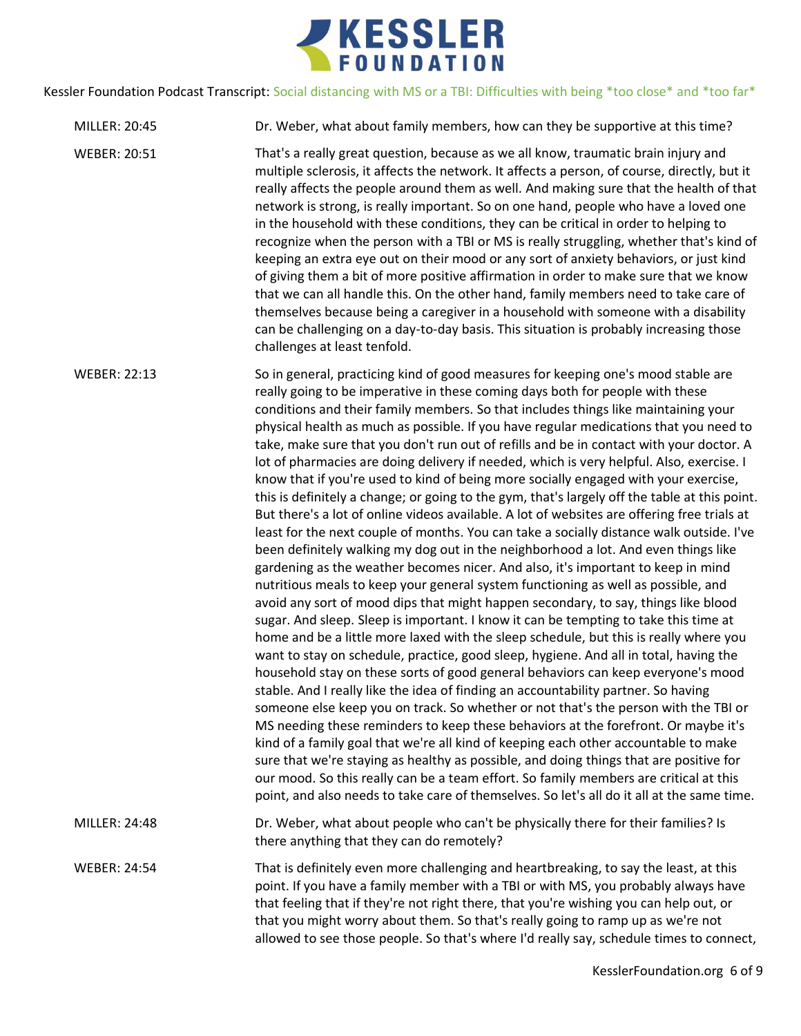MILLER: 20:45 — Dr. Weber, what about family members, how can they be supportive at this time?

WEBER: 20:51 — That's a really great question, because as we all know, traumatic brain injury and multiple sclerosis, it affects the network. It affects a person, of course, directly, but it really affects the people around them as well. And making sure that the health of that network is strong, is really important. So on one hand, people who have a loved one in the household with these conditions, they can be critical in order to helping to recognize when the person with a TBI or MS is really struggling, whether that's kind of keeping an extra eye out on their mood or any sort of anxiety behaviors, or just kind of giving them a bit of more positive affirmation in order to make sure that we know that we can all handle this. On the other hand, family members need to take care of themselves because being a caregiver in a household with someone with a disability can be challenging on a day-to-day basis. This situation is probably increasing those challenges at least tenfold.

WEBER: 22:13 — So in general, practicing kind of good measures for keeping one's mood stable are really going to be imperative in these coming days both for people with these conditions and their family members. So that includes things like maintaining your physical health as much as possible. If you have regular medications that you need to take, make sure that you don't run out of refills and be in contact with your doctor. A lot of pharmacies are doing delivery if needed, which is very helpful. Also, exercise. I know that if you're used to kind of being more socially engaged with your exercise, this is definitely a change; or going to the gym, that's largely off the table at this point. But there's a lot of online videos available. A lot of websites are offering free trials at least for the next couple of months. You can take a socially distance walk outside. I've been definitely walking my dog out in the neighborhood a lot. And even things like gardening as the weather becomes nicer. And also, it's important to keep in mind nutritious meals to keep your general system functioning as well as possible, and avoid any sort of mood dips that might happen secondary, to say, things like blood sugar. And sleep. Sleep is important. I know it can be tempting to take this time at home and be a little more laxed with the sleep schedule, but this is really where you want to stay on schedule, practice, good sleep, hygiene. And all in total, having the household stay on these sorts of good general behaviors can keep everyone's mood stable. And I really like the idea of finding an accountability partner. So having someone else keep you on track. So whether or not that's the person with the TBI or MS needing these reminders to keep these behaviors at the forefront. Or maybe it's kind of a family goal that we're all kind of keeping each other accountable to make sure that we're staying as healthy as possible, and doing things that are positive for our mood. So this really can be a team effort. So family members are critical at this point, and also needs to take care of themselves. So let's all do it all at the same time.

MILLER: 24:48 — Dr. Weber, what about people who can't be physically there for their families? Is there anything that they can do remotely?

WEBER: 24:54 — That is definitely even more challenging and heartbreaking, to say the least, at this point. If you have a family member with a TBI or with MS, you probably always have that feeling that if they're not right there, that you're wishing you can help out, or that you might worry about them. So that's really going to ramp up as we're not allowed to see those people. So that's where I'd really say, schedule times to connect,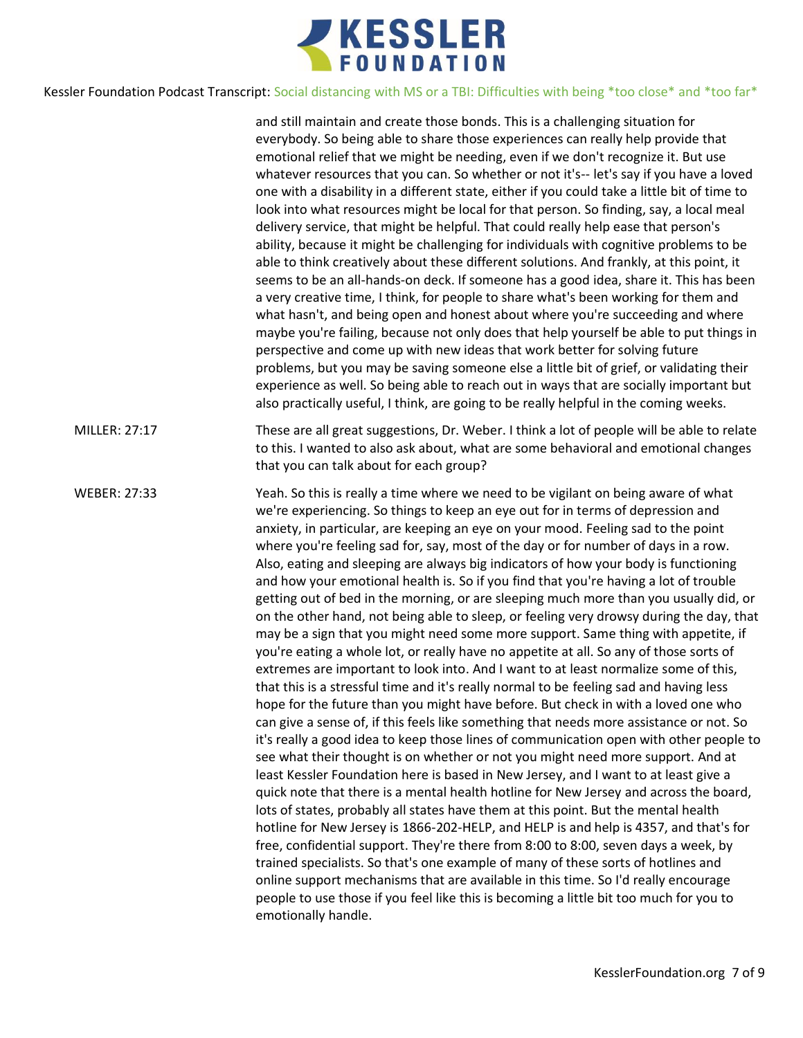and still maintain and create those bonds. This is a challenging situation for everybody. So being able to share those experiences can really help provide that emotional relief that we might be needing, even if we don't recognize it. But use whatever resources that you can. So whether or not it's-- let's say if you have a loved one with a disability in a different state, either if you could take a little bit of time to look into what resources might be local for that person. So finding, say, a local meal delivery service, that might be helpful. That could really help ease that person's ability, because it might be challenging for individuals with cognitive problems to be able to think creatively about these different solutions. And frankly, at this point, it seems to be an all-hands-on deck. If someone has a good idea, share it. This has been a very creative time, I think, for people to share what's been working for them and what hasn't, and being open and honest about where you're succeeding and where maybe you're failing, because not only does that help yourself be able to put things in perspective and come up with new ideas that work better for solving future problems, but you may be saving someone else a little bit of grief, or validating their experience as well. So being able to reach out in ways that are socially important but also practically useful, I think, are going to be really helpful in the coming weeks.

MILLER: 27:17

These are all great suggestions, Dr. Weber. I think a lot of people will be able to relate to this. I wanted to also ask about, what are some behavioral and emotional changes that you can talk about for each group?

WEBER: 27:33

Yeah. So this is really a time where we need to be vigilant on being aware of what we're experiencing. So things to keep an eye out for in terms of depression and anxiety, in particular, are keeping an eye on your mood. Feeling sad to the point where you're feeling sad for, say, most of the day or for number of days in a row. Also, eating and sleeping are always big indicators of how your body is functioning and how your emotional health is. So if you find that you're having a lot of trouble getting out of bed in the morning, or are sleeping much more than you usually did, or on the other hand, not being able to sleep, or feeling very drowsy during the day, that may be a sign that you might need some more support. Same thing with appetite, if you're eating a whole lot, or really have no appetite at all. So any of those sorts of extremes are important to look into. And I want to at least normalize some of this, that this is a stressful time and it's really normal to be feeling sad and having less hope for the future than you might have before. But check in with a loved one who can give a sense of, if this feels like something that needs more assistance or not. So it's really a good idea to keep those lines of communication open with other people to see what their thought is on whether or not you might need more support. And at least Kessler Foundation here is based in New Jersey, and I want to at least give a quick note that there is a mental health hotline for New Jersey and across the board, lots of states, probably all states have them at this point. But the mental health hotline for New Jersey is 1866-202-HELP, and HELP is and help is 4357, and that's for free, confidential support. They're there from 8:00 to 8:00, seven days a week, by trained specialists. So that's one example of many of these sorts of hotlines and online support mechanisms that are available in this time. So I'd really encourage people to use those if you feel like this is becoming a little bit too much for you to emotionally handle.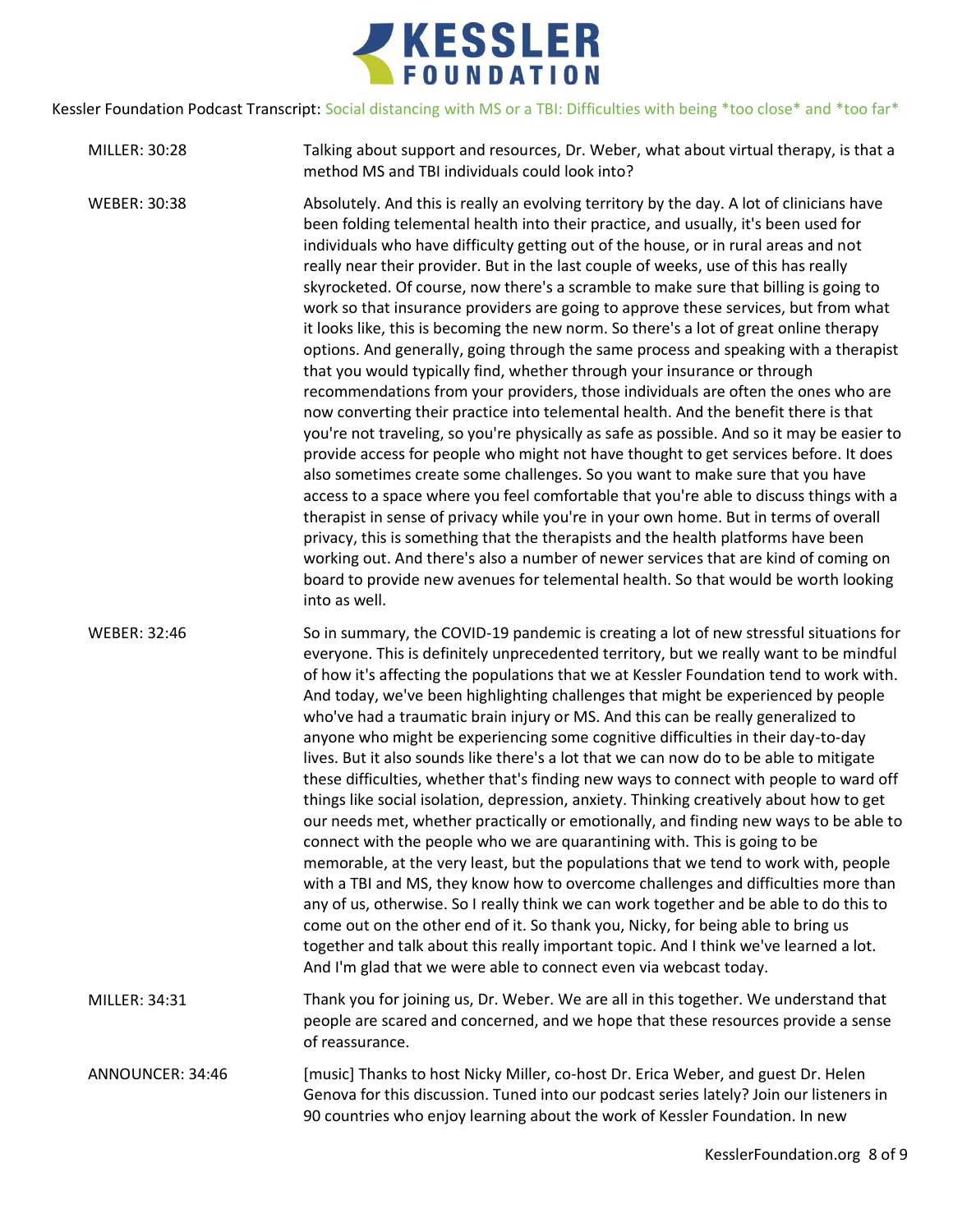MILLER: 30:28 Talking about support and resources, Dr. Weber, what about virtual therapy, is that a method MS and TBI individuals could look into?

WEBER: 30:38 Absolutely. And this is really an evolving territory by the day. A lot of clinicians have been folding telemental health into their practice, and usually, it's been used for individuals who have difficulty getting out of the house, or in rural areas and not really near their provider. But in the last couple of weeks, use of this has really skyrocketed. Of course, now there's a scramble to make sure that billing is going to work so that insurance providers are going to approve these services, but from what it looks like, this is becoming the new norm. So there's a lot of great online therapy options. And generally, going through the same process and speaking with a therapist that you would typically find, whether through your insurance or through recommendations from your providers, those individuals are often the ones who are now converting their practice into telemental health. And the benefit there is that you're not traveling, so you're physically as safe as possible. And so it may be easier to provide access for people who might not have thought to get services before. It does also sometimes create some challenges. So you want to make sure that you have access to a space where you feel comfortable that you're able to discuss things with a therapist in sense of privacy while you're in your own home. But in terms of overall privacy, this is something that the therapists and the health platforms have been working out. And there's also a number of newer services that are kind of coming on board to provide new avenues for telemental health. So that would be worth looking into as well.

WEBER: 32:46 So in summary, the COVID-19 pandemic is creating a lot of new stressful situations for everyone. This is definitely unprecedented territory, but we really want to be mindful of how it's affecting the populations that we at Kessler Foundation tend to work with. And today, we've been highlighting challenges that might be experienced by people who've had a traumatic brain injury or MS. And this can be really generalized to anyone who might be experiencing some cognitive difficulties in their day-to-day lives. But it also sounds like there's a lot that we can now do to be able to mitigate these difficulties, whether that's finding new ways to connect with people to ward off things like social isolation, depression, anxiety. Thinking creatively about how to get our needs met, whether practically or emotionally, and finding new ways to be able to connect with the people who we are quarantining with. This is going to be memorable, at the very least, but the populations that we tend to work with, people with a TBI and MS, they know how to overcome challenges and difficulties more than any of us, otherwise. So I really think we can work together and be able to do this to come out on the other end of it. So thank you, Nicky, for being able to bring us together and talk about this really important topic. And I think we've learned a lot. And I'm glad that we were able to connect even via webcast today.

MILLER: 34:31 Thank you for joining us, Dr. Weber. We are all in this together. We understand that people are scared and concerned, and we hope that these resources provide a sense of reassurance.

ANNOUNCER: 34:46 [music] Thanks to host Nicky Miller, co-host Dr. Erica Weber, and guest Dr. Helen Genova for this discussion. Tuned into our podcast series lately? Join our listeners in 90 countries who enjoy learning about the work of Kessler Foundation. In new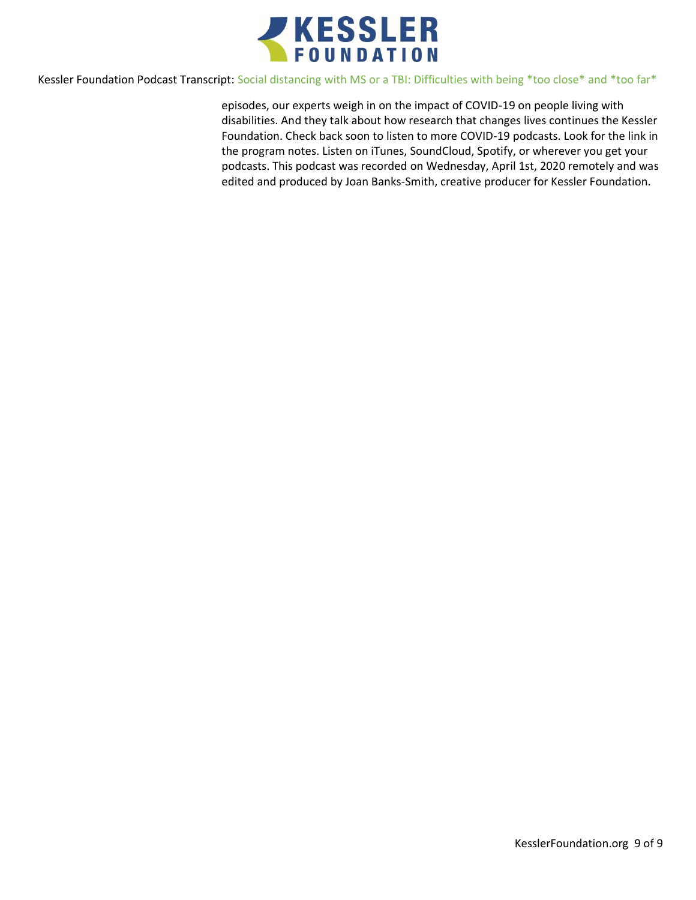episodes, our experts weigh in on the impact of COVID-19 on people living with disabilities. And they talk about how research that changes lives continues the Kessler Foundation. Check back soon to listen to more COVID-19 podcasts. Look for the link in the program notes. Listen on iTunes, SoundCloud, Spotify, or wherever you get your podcasts. This podcast was recorded on Wednesday, April 1st, 2020 remotely and was edited and produced by Joan Banks-Smith, creative producer for Kessler Foundation.